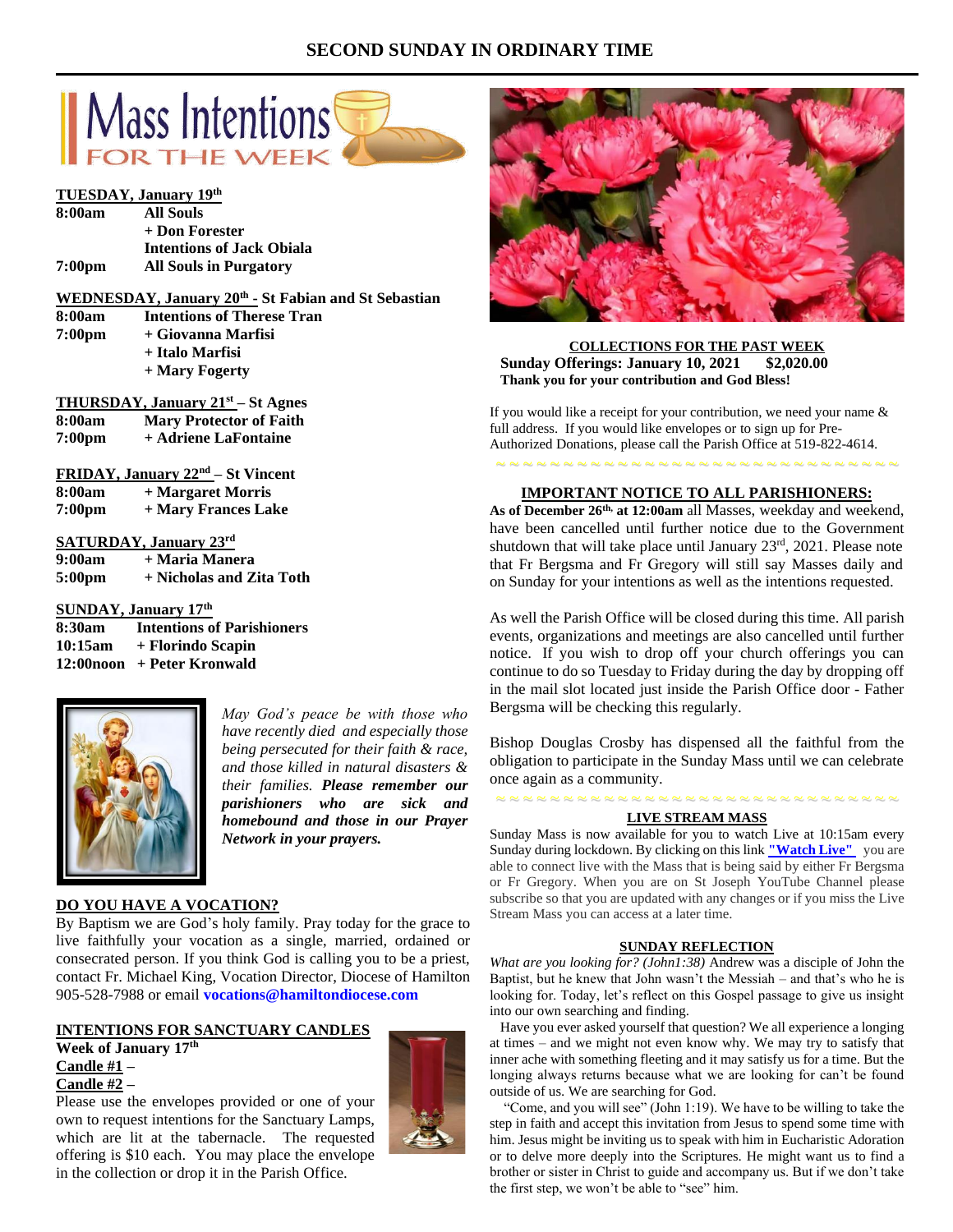# SECOND SUNDAY IN ORDINARY TIME

## Mass Intentions FOR THE WEEK

**TUESDAY, January 19th**

| | |
|---|---|
| **8:00am** | **All Souls** |
| | **+ Don Forester** |
| | **Intentions of Jack Obiala** |
| **7:00pm** | **All Souls in Purgatory** |

**WEDNESDAY, January 20th - St Fabian and St Sebastian**

| | |
|---|---|
| **8:00am** | **Intentions of Therese Tran** |
| **7:00pm** | **+ Giovanna Marfisi** |
| | **+ Italo Marfisi** |
| | **+ Mary Fogerty** |

**THURSDAY, January 21st – St Agnes**

| | |
|---|---|
| **8:00am** | **Mary Protector of Faith** |
| **7:00pm** | **+ Adriene LaFontaine** |

**FRIDAY, January 22nd – St Vincent**

| | |
|---|---|
| **8:00am** | **+ Margaret Morris** |
| **7:00pm** | **+ Mary Frances Lake** |

**SATURDAY, January 23rd**

| | |
|---|---|
| **9:00am** | **+ Maria Manera** |
| **5:00pm** | **+ Nicholas and Zita Toth** |

**SUNDAY, January 17th**

| | |
|---|---|
| **8:30am** | **Intentions of Parishioners** |
| **10:15am** | **+ Florindo Scapin** |
| **12:00noon** | **+ Peter Kronwald** |

*May God's peace be with those who have recently died and especially those being persecuted for their faith & race, and those killed in natural disasters & their families.* ***Please remember our parishioners who are sick and homebound and those in our Prayer Network in your prayers.***

## DO YOU HAVE A VOCATION?

By Baptism we are God's holy family. Pray today for the grace to live faithfully your vocation as a single, married, ordained or consecrated person. If you think God is calling you to be a priest, contact Fr. Michael King, Vocation Director, Diocese of Hamilton 905-528-7988 or email **vocations@hamiltondiocese.com**

## INTENTIONS FOR SANCTUARY CANDLES

**Week of January 17th**

**Candle #1 –**

**Candle #2 –**

Please use the envelopes provided or one of your own to request intentions for the Sanctuary Lamps, which are lit at the tabernacle. The requested offering is $10 each. You may place the envelope in the collection or drop it in the Parish Office.

## COLLECTIONS FOR THE PAST WEEK

**Sunday Offerings: January 10, 2021 $2,020.00**

**Thank you for your contribution and God Bless!**

If you would like a receipt for your contribution, we need your name & full address. If you would like envelopes or to sign up for Pre-Authorized Donations, please call the Parish Office at 519-822-4614.

## IMPORTANT NOTICE TO ALL PARISHIONERS:

**As of December 26th, at 12:00am** all Masses, weekday and weekend, have been cancelled until further notice due to the Government shutdown that will take place until January 23rd, 2021. Please note that Fr Bergsma and Fr Gregory will still say Masses daily and on Sunday for your intentions as well as the intentions requested.

As well the Parish Office will be closed during this time. All parish events, organizations and meetings are also cancelled until further notice. If you wish to drop off your church offerings you can continue to do so Tuesday to Friday during the day by dropping off in the mail slot located just inside the Parish Office door - Father Bergsma will be checking this regularly.

Bishop Douglas Crosby has dispensed all the faithful from the obligation to participate in the Sunday Mass until we can celebrate once again as a community.

## LIVE STREAM MASS

Sunday Mass is now available for you to watch Live at 10:15am every Sunday during lockdown. By clicking on this link **"Watch Live"** you are able to connect live with the Mass that is being said by either Fr Bergsma or Fr Gregory. When you are on St Joseph YouTube Channel please subscribe so that you are updated with any changes or if you miss the Live Stream Mass you can access at a later time.

## SUNDAY REFLECTION

*What are you looking for? (John1:38)* Andrew was a disciple of John the Baptist, but he knew that John wasn't the Messiah – and that's who he is looking for. Today, let's reflect on this Gospel passage to give us insight into our own searching and finding.

Have you ever asked yourself that question? We all experience a longing at times – and we might not even know why. We may try to satisfy that inner ache with something fleeting and it may satisfy us for a time. But the longing always returns because what we are looking for can't be found outside of us. We are searching for God.

"Come, and you will see" (John 1:19). We have to be willing to take the step in faith and accept this invitation from Jesus to spend some time with him. Jesus might be inviting us to speak with him in Eucharistic Adoration or to delve more deeply into the Scriptures. He might want us to find a brother or sister in Christ to guide and accompany us. But if we don't take the first step, we won't be able to "see" him.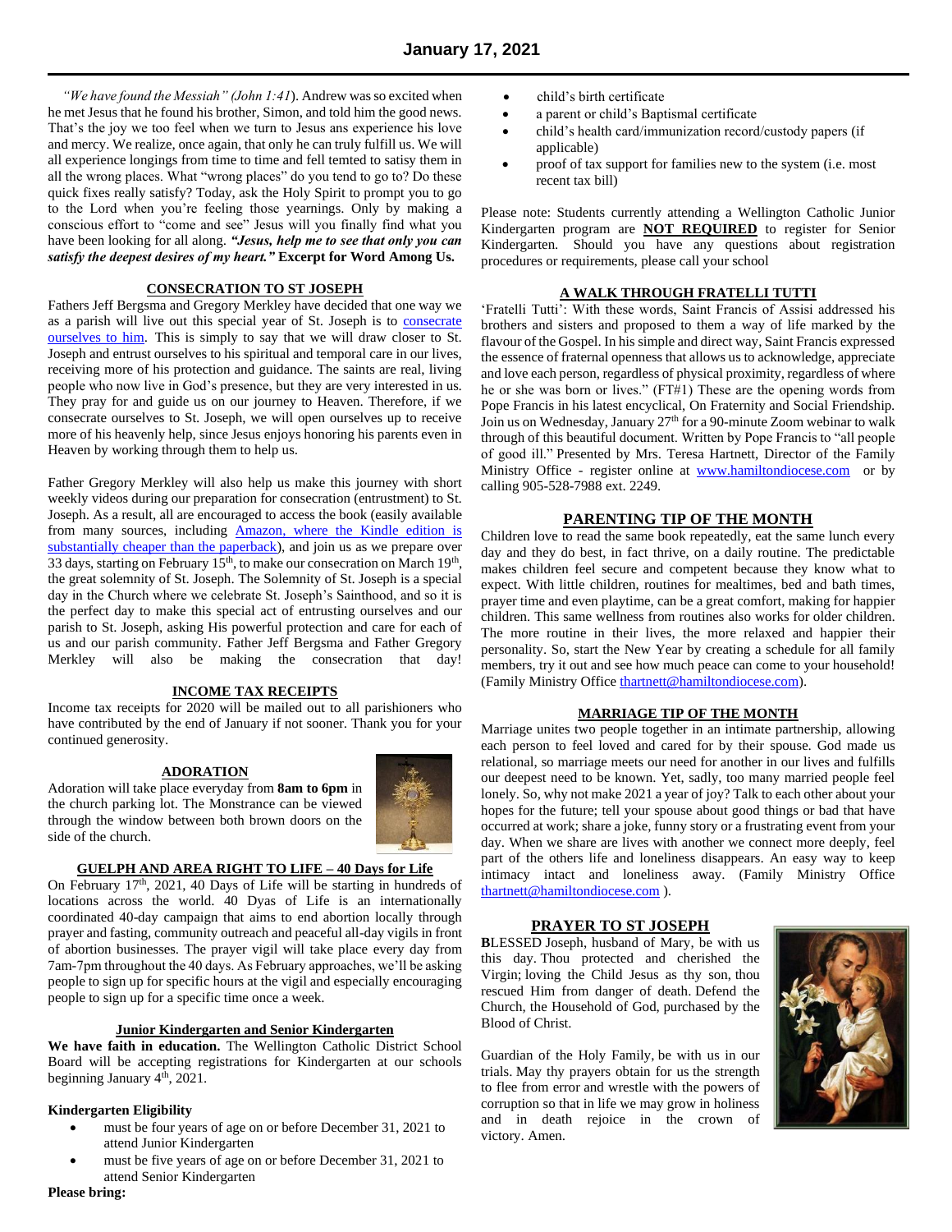# January 17, 2021

*"We have found the Messiah" (John 1:41*). Andrew was so excited when he met Jesus that he found his brother, Simon, and told him the good news. That's the joy we too feel when we turn to Jesus ans experience his love and mercy. We realize, once again, that only he can truly fulfill us. We will all experience longings from time to time and fell temted to satisy them in all the wrong places. What "wrong places" do you tend to go to? Do these quick fixes really satisfy? Today, ask the Holy Spirit to prompt you to go to the Lord when you're feeling those yearnings. Only by making a conscious effort to "come and see" Jesus will you finally find what you have been looking for all along. ***"Jesus, help me to see that only you can satisfy the deepest desires of my heart."*** **Excerpt for Word Among Us.**

## CONSECRATION TO ST JOSEPH

Fathers Jeff Bergsma and Gregory Merkley have decided that one way we as a parish will live out this special year of St. Joseph is to consecrate ourselves to him. This is simply to say that we will draw closer to St. Joseph and entrust ourselves to his spiritual and temporal care in our lives, receiving more of his protection and guidance. The saints are real, living people who now live in God's presence, but they are very interested in us. They pray for and guide us on our journey to Heaven. Therefore, if we consecrate ourselves to St. Joseph, we will open ourselves up to receive more of his heavenly help, since Jesus enjoys honoring his parents even in Heaven by working through them to help us.

Father Gregory Merkley will also help us make this journey with short weekly videos during our preparation for consecration (entrustment) to St. Joseph. As a result, all are encouraged to access the book (easily available from many sources, including Amazon, where the Kindle edition is substantially cheaper than the paperback), and join us as we prepare over 33 days, starting on February 15th, to make our consecration on March 19th, the great solemnity of St. Joseph. The Solemnity of St. Joseph is a special day in the Church where we celebrate St. Joseph's Sainthood, and so it is the perfect day to make this special act of entrusting ourselves and our parish to St. Joseph, asking His powerful protection and care for each of us and our parish community. Father Jeff Bergsma and Father Gregory Merkley will also be making the consecration that day!

## INCOME TAX RECEIPTS

Income tax receipts for 2020 will be mailed out to all parishioners who have contributed by the end of January if not sooner. Thank you for your continued generosity.

## ADORATION

Adoration will take place everyday from **8am to 6pm** in the church parking lot. The Monstrance can be viewed through the window between both brown doors on the side of the church.

## GUELPH AND AREA RIGHT TO LIFE – 40 Days for Life

On February 17th, 2021, 40 Days of Life will be starting in hundreds of locations across the world. 40 Dyas of Life is an internationally coordinated 40-day campaign that aims to end abortion locally through prayer and fasting, community outreach and peaceful all-day vigils in front of abortion businesses. The prayer vigil will take place every day from 7am-7pm throughout the 40 days. As February approaches, we'll be asking people to sign up for specific hours at the vigil and especially encouraging people to sign up for a specific time once a week.

## Junior Kindergarten and Senior Kindergarten

**We have faith in education.** The Wellington Catholic District School Board will be accepting registrations for Kindergarten at our schools beginning January 4th, 2021.

**Kindergarten Eligibility**

- must be four years of age on or before December 31, 2021 to attend Junior Kindergarten
- must be five years of age on or before December 31, 2021 to attend Senior Kindergarten

**Please bring:**

- child's birth certificate
- a parent or child's Baptismal certificate
- child's health card/immunization record/custody papers (if applicable)
- proof of tax support for families new to the system (i.e. most recent tax bill)

Please note: Students currently attending a Wellington Catholic Junior Kindergarten program are **NOT REQUIRED** to register for Senior Kindergarten. Should you have any questions about registration procedures or requirements, please call your school

## A WALK THROUGH FRATELLI TUTTI

'Fratelli Tutti': With these words, Saint Francis of Assisi addressed his brothers and sisters and proposed to them a way of life marked by the flavour of the Gospel. In his simple and direct way, Saint Francis expressed the essence of fraternal openness that allows us to acknowledge, appreciate and love each person, regardless of physical proximity, regardless of where he or she was born or lives." (FT#1) These are the opening words from Pope Francis in his latest encyclical, On Fraternity and Social Friendship. Join us on Wednesday, January 27th for a 90-minute Zoom webinar to walk through of this beautiful document. Written by Pope Francis to "all people of good ill." Presented by Mrs. Teresa Hartnett, Director of the Family Ministry Office - register online at www.hamiltondiocese.com or by calling 905-528-7988 ext. 2249.

## PARENTING TIP OF THE MONTH

Children love to read the same book repeatedly, eat the same lunch every day and they do best, in fact thrive, on a daily routine. The predictable makes children feel secure and competent because they know what to expect. With little children, routines for mealtimes, bed and bath times, prayer time and even playtime, can be a great comfort, making for happier children. This same wellness from routines also works for older children. The more routine in their lives, the more relaxed and happier their personality. So, start the New Year by creating a schedule for all family members, try it out and see how much peace can come to your household! (Family Ministry Office thartnett@hamiltondiocese.com).

## MARRIAGE TIP OF THE MONTH

Marriage unites two people together in an intimate partnership, allowing each person to feel loved and cared for by their spouse. God made us relational, so marriage meets our need for another in our lives and fulfills our deepest need to be known. Yet, sadly, too many married people feel lonely. So, why not make 2021 a year of joy? Talk to each other about your hopes for the future; tell your spouse about good things or bad that have occurred at work; share a joke, funny story or a frustrating event from your day. When we share are lives with another we connect more deeply, feel part of the others life and loneliness disappears. An easy way to keep intimacy intact and loneliness away. (Family Ministry Office thartnett@hamiltondiocese.com ).

## PRAYER TO ST JOSEPH

**B**LESSED Joseph, husband of Mary, be with us this day. Thou protected and cherished the Virgin; loving the Child Jesus as thy son, thou rescued Him from danger of death. Defend the Church, the Household of God, purchased by the Blood of Christ.

Guardian of the Holy Family, be with us in our trials. May thy prayers obtain for us the strength to flee from error and wrestle with the powers of corruption so that in life we may grow in holiness and in death rejoice in the crown of victory. Amen.